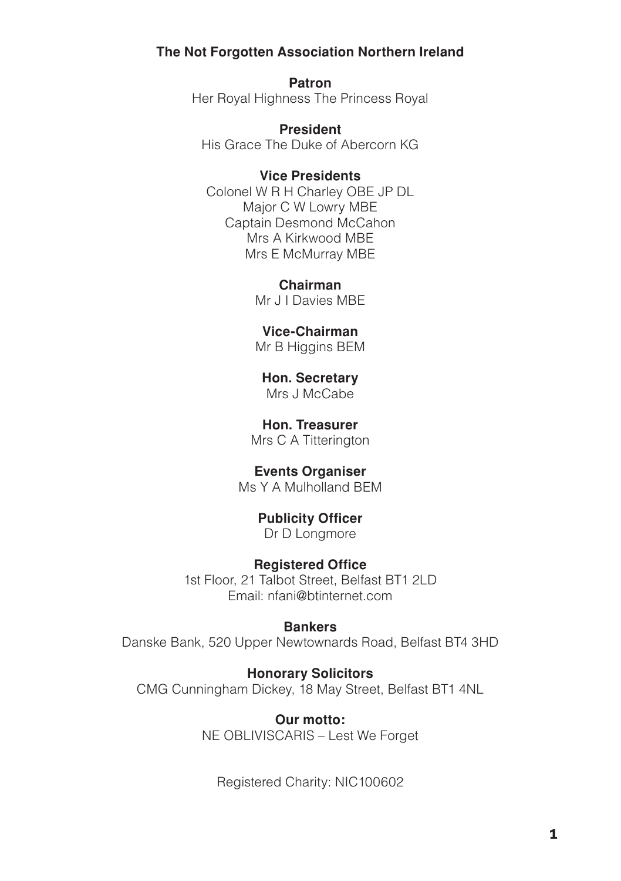# The Not Forgotten Association Northern Ireland

**Patron**
Her Royal Highness The Princess Royal

**President**
His Grace The Duke of Abercorn KG

**Vice Presidents**
Colonel W R H Charley OBE JP DL
Major C W Lowry MBE
Captain Desmond McCahon
Mrs A Kirkwood MBE
Mrs E McMurray MBE

**Chairman**
Mr J I Davies MBE

**Vice-Chairman**
Mr B Higgins BEM

**Hon. Secretary**
Mrs J McCabe

**Hon. Treasurer**
Mrs C A Titterington

**Events Organiser**
Ms Y A Mulholland BEM

**Publicity Officer**
Dr D Longmore

**Registered Office**
1st Floor, 21 Talbot Street, Belfast BT1 2LD
Email: nfani@btinternet.com

**Bankers**
Danske Bank, 520 Upper Newtownards Road, Belfast BT4 3HD

**Honorary Solicitors**
CMG Cunningham Dickey, 18 May Street, Belfast BT1 4NL

**Our motto:**
NE OBLIVISCARIS – Lest We Forget

Registered Charity: NIC100602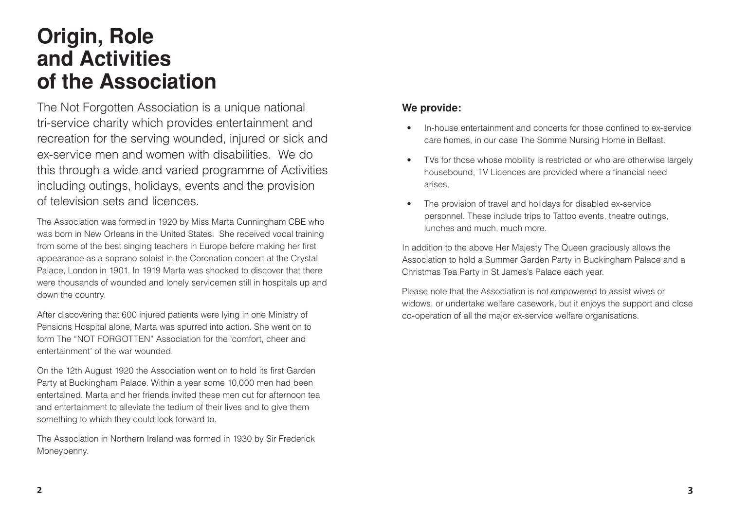# Origin, Role and Activities of the Association

The Not Forgotten Association is a unique national tri-service charity which provides entertainment and recreation for the serving wounded, injured or sick and ex-service men and women with disabilities. We do this through a wide and varied programme of Activities including outings, holidays, events and the provision of television sets and licences.

The Association was formed in 1920 by Miss Marta Cunningham CBE who was born in New Orleans in the United States. She received vocal training from some of the best singing teachers in Europe before making her first appearance as a soprano soloist in the Coronation concert at the Crystal Palace, London in 1901. In 1919 Marta was shocked to discover that there were thousands of wounded and lonely servicemen still in hospitals up and down the country.

After discovering that 600 injured patients were lying in one Ministry of Pensions Hospital alone, Marta was spurred into action. She went on to form The "NOT FORGOTTEN" Association for the 'comfort, cheer and entertainment' of the war wounded.

On the 12th August 1920 the Association went on to hold its first Garden Party at Buckingham Palace. Within a year some 10,000 men had been entertained. Marta and her friends invited these men out for afternoon tea and entertainment to alleviate the tedium of their lives and to give them something to which they could look forward to.

The Association in Northern Ireland was formed in 1930 by Sir Frederick Moneypenny.

### We provide:

- In-house entertainment and concerts for those confined to ex-service care homes, in our case The Somme Nursing Home in Belfast.
- TVs for those whose mobility is restricted or who are otherwise largely housebound, TV Licences are provided where a financial need arises.
- The provision of travel and holidays for disabled ex-service personnel. These include trips to Tattoo events, theatre outings, lunches and much, much more.

In addition to the above Her Majesty The Queen graciously allows the Association to hold a Summer Garden Party in Buckingham Palace and a Christmas Tea Party in St James's Palace each year.

Please note that the Association is not empowered to assist wives or widows, or undertake welfare casework, but it enjoys the support and close co-operation of all the major ex-service welfare organisations.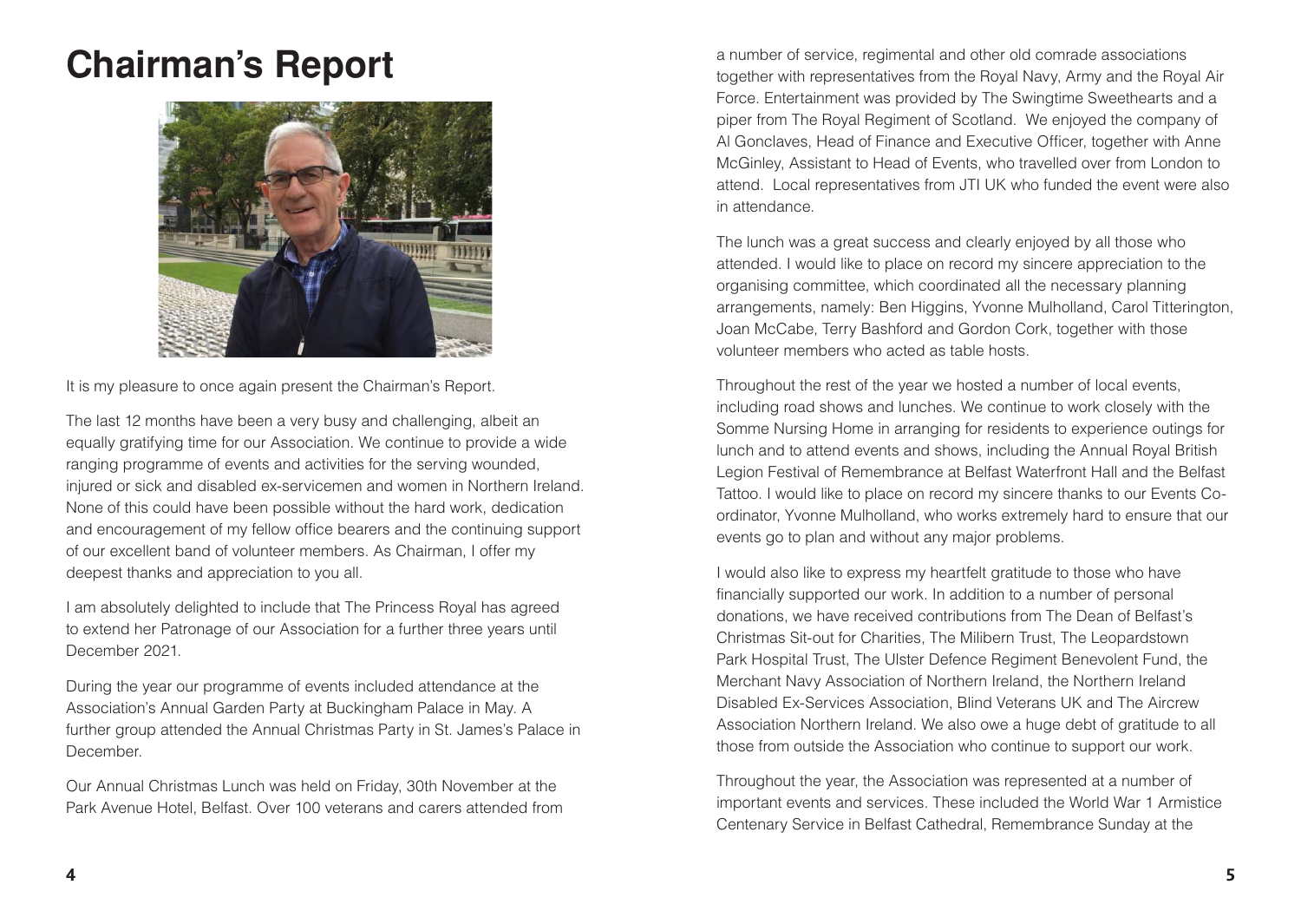# Chairman's Report

It is my pleasure to once again present the Chairman's Report.

The last 12 months have been a very busy and challenging, albeit an equally gratifying time for our Association. We continue to provide a wide ranging programme of events and activities for the serving wounded, injured or sick and disabled ex-servicemen and women in Northern Ireland. None of this could have been possible without the hard work, dedication and encouragement of my fellow office bearers and the continuing support of our excellent band of volunteer members. As Chairman, I offer my deepest thanks and appreciation to you all.

I am absolutely delighted to include that The Princess Royal has agreed to extend her Patronage of our Association for a further three years until December 2021.

During the year our programme of events included attendance at the Association's Annual Garden Party at Buckingham Palace in May. A further group attended the Annual Christmas Party in St. James's Palace in December.

Our Annual Christmas Lunch was held on Friday, 30th November at the Park Avenue Hotel, Belfast. Over 100 veterans and carers attended from a number of service, regimental and other old comrade associations together with representatives from the Royal Navy, Army and the Royal Air Force. Entertainment was provided by The Swingtime Sweethearts and a piper from The Royal Regiment of Scotland. We enjoyed the company of Al Gonclaves, Head of Finance and Executive Officer, together with Anne McGinley, Assistant to Head of Events, who travelled over from London to attend. Local representatives from JTI UK who funded the event were also in attendance.

The lunch was a great success and clearly enjoyed by all those who attended. I would like to place on record my sincere appreciation to the organising committee, which coordinated all the necessary planning arrangements, namely: Ben Higgins, Yvonne Mulholland, Carol Titterington, Joan McCabe, Terry Bashford and Gordon Cork, together with those volunteer members who acted as table hosts.

Throughout the rest of the year we hosted a number of local events, including road shows and lunches. We continue to work closely with the Somme Nursing Home in arranging for residents to experience outings for lunch and to attend events and shows, including the Annual Royal British Legion Festival of Remembrance at Belfast Waterfront Hall and the Belfast Tattoo. I would like to place on record my sincere thanks to our Events Co-ordinator, Yvonne Mulholland, who works extremely hard to ensure that our events go to plan and without any major problems.

I would also like to express my heartfelt gratitude to those who have financially supported our work. In addition to a number of personal donations, we have received contributions from The Dean of Belfast's Christmas Sit-out for Charities, The Milibern Trust, The Leopardstown Park Hospital Trust, The Ulster Defence Regiment Benevolent Fund, the Merchant Navy Association of Northern Ireland, the Northern Ireland Disabled Ex-Services Association, Blind Veterans UK and The Aircrew Association Northern Ireland. We also owe a huge debt of gratitude to all those from outside the Association who continue to support our work.

Throughout the year, the Association was represented at a number of important events and services. These included the World War 1 Armistice Centenary Service in Belfast Cathedral, Remembrance Sunday at the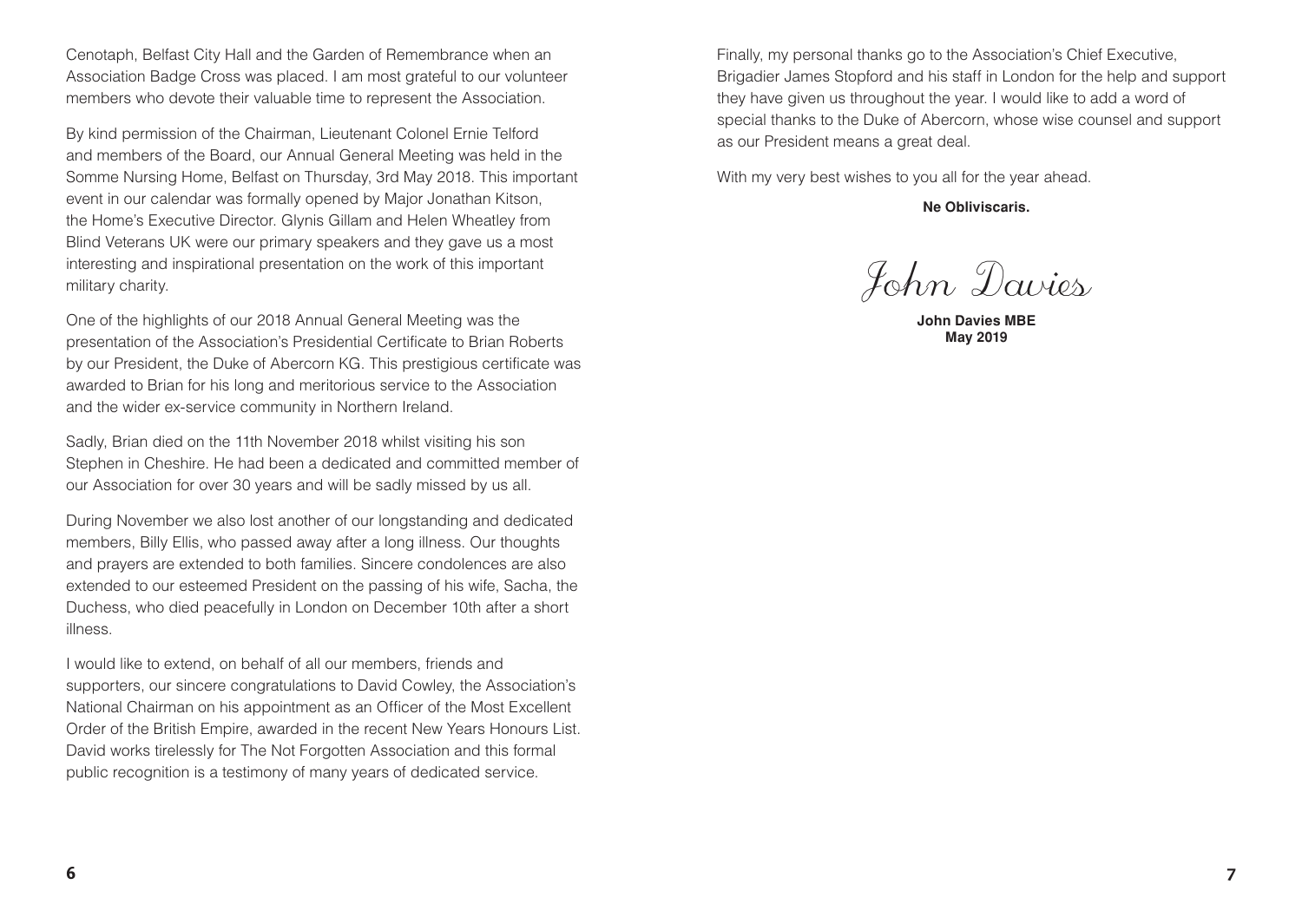Cenotaph, Belfast City Hall and the Garden of Remembrance when an Association Badge Cross was placed. I am most grateful to our volunteer members who devote their valuable time to represent the Association.

By kind permission of the Chairman, Lieutenant Colonel Ernie Telford and members of the Board, our Annual General Meeting was held in the Somme Nursing Home, Belfast on Thursday, 3rd May 2018. This important event in our calendar was formally opened by Major Jonathan Kitson, the Home's Executive Director. Glynis Gillam and Helen Wheatley from Blind Veterans UK were our primary speakers and they gave us a most interesting and inspirational presentation on the work of this important military charity.

One of the highlights of our 2018 Annual General Meeting was the presentation of the Association's Presidential Certificate to Brian Roberts by our President, the Duke of Abercorn KG. This prestigious certificate was awarded to Brian for his long and meritorious service to the Association and the wider ex-service community in Northern Ireland.

Sadly, Brian died on the 11th November 2018 whilst visiting his son Stephen in Cheshire. He had been a dedicated and committed member of our Association for over 30 years and will be sadly missed by us all.

During November we also lost another of our longstanding and dedicated members, Billy Ellis, who passed away after a long illness. Our thoughts and prayers are extended to both families. Sincere condolences are also extended to our esteemed President on the passing of his wife, Sacha, the Duchess, who died peacefully in London on December 10th after a short illness.

I would like to extend, on behalf of all our members, friends and supporters, our sincere congratulations to David Cowley, the Association's National Chairman on his appointment as an Officer of the Most Excellent Order of the British Empire, awarded in the recent New Years Honours List. David works tirelessly for The Not Forgotten Association and this formal public recognition is a testimony of many years of dedicated service.

Finally, my personal thanks go to the Association's Chief Executive, Brigadier James Stopford and his staff in London for the help and support they have given us throughout the year. I would like to add a word of special thanks to the Duke of Abercorn, whose wise counsel and support as our President means a great deal.

With my very best wishes to you all for the year ahead.

**Ne Obliviscaris.**

*John Davies*

**John Davies MBE**
**May 2019**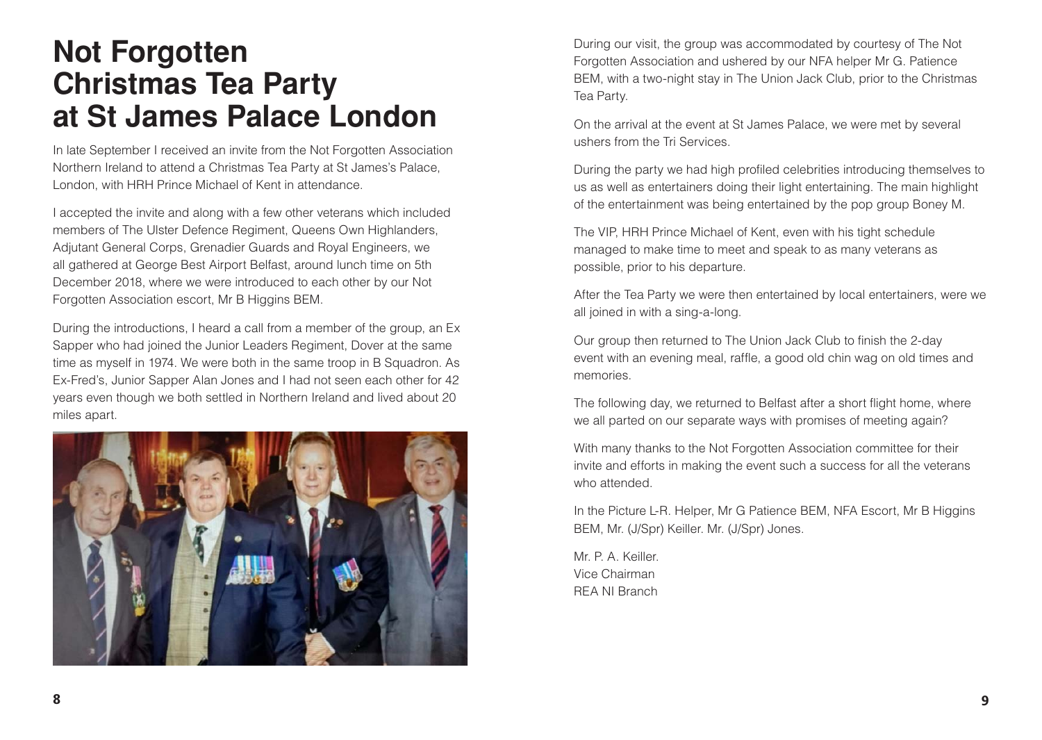# Not Forgotten Christmas Tea Party at St James Palace London

In late September I received an invite from the Not Forgotten Association Northern Ireland to attend a Christmas Tea Party at St James's Palace, London, with HRH Prince Michael of Kent in attendance.

I accepted the invite and along with a few other veterans which included members of The Ulster Defence Regiment, Queens Own Highlanders, Adjutant General Corps, Grenadier Guards and Royal Engineers, we all gathered at George Best Airport Belfast, around lunch time on 5th December 2018, where we were introduced to each other by our Not Forgotten Association escort, Mr B Higgins BEM.

During the introductions, I heard a call from a member of the group, an Ex Sapper who had joined the Junior Leaders Regiment, Dover at the same time as myself in 1974. We were both in the same troop in B Squadron. As Ex-Fred's, Junior Sapper Alan Jones and I had not seen each other for 42 years even though we both settled in Northern Ireland and lived about 20 miles apart.

During our visit, the group was accommodated by courtesy of The Not Forgotten Association and ushered by our NFA helper Mr G. Patience BEM, with a two-night stay in The Union Jack Club, prior to the Christmas Tea Party.

On the arrival at the event at St James Palace, we were met by several ushers from the Tri Services.

During the party we had high profiled celebrities introducing themselves to us as well as entertainers doing their light entertaining. The main highlight of the entertainment was being entertained by the pop group Boney M.

The VIP, HRH Prince Michael of Kent, even with his tight schedule managed to make time to meet and speak to as many veterans as possible, prior to his departure.

After the Tea Party we were then entertained by local entertainers, were we all joined in with a sing-a-long.

Our group then returned to The Union Jack Club to finish the 2-day event with an evening meal, raffle, a good old chin wag on old times and memories.

The following day, we returned to Belfast after a short flight home, where we all parted on our separate ways with promises of meeting again?

With many thanks to the Not Forgotten Association committee for their invite and efforts in making the event such a success for all the veterans who attended.

In the Picture L-R. Helper, Mr G Patience BEM, NFA Escort, Mr B Higgins BEM, Mr. (J/Spr) Keiller. Mr. (J/Spr) Jones.

Mr. P. A. Keiller.
Vice Chairman
REA NI Branch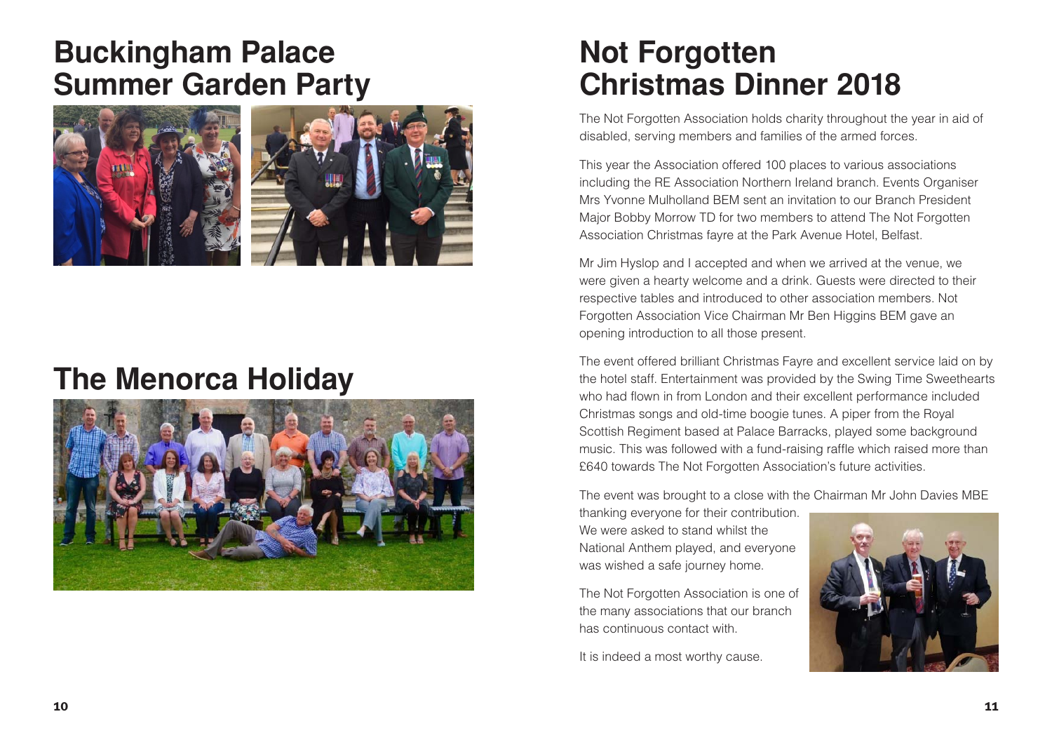## Buckingham Palace Summer Garden Party

## The Menorca Holiday

## Not Forgotten Christmas Dinner 2018

The Not Forgotten Association holds charity throughout the year in aid of disabled, serving members and families of the armed forces.

This year the Association offered 100 places to various associations including the RE Association Northern Ireland branch. Events Organiser Mrs Yvonne Mulholland BEM sent an invitation to our Branch President Major Bobby Morrow TD for two members to attend The Not Forgotten Association Christmas fayre at the Park Avenue Hotel, Belfast.

Mr Jim Hyslop and I accepted and when we arrived at the venue, we were given a hearty welcome and a drink. Guests were directed to their respective tables and introduced to other association members. Not Forgotten Association Vice Chairman Mr Ben Higgins BEM gave an opening introduction to all those present.

The event offered brilliant Christmas Fayre and excellent service laid on by the hotel staff. Entertainment was provided by the Swing Time Sweethearts who had flown in from London and their excellent performance included Christmas songs and old-time boogie tunes. A piper from the Royal Scottish Regiment based at Palace Barracks, played some background music. This was followed with a fund-raising raffle which raised more than £640 towards The Not Forgotten Association's future activities.

The event was brought to a close with the Chairman Mr John Davies MBE thanking everyone for their contribution. We were asked to stand whilst the National Anthem played, and everyone was wished a safe journey home.

The Not Forgotten Association is one of the many associations that our branch has continuous contact with.

It is indeed a most worthy cause.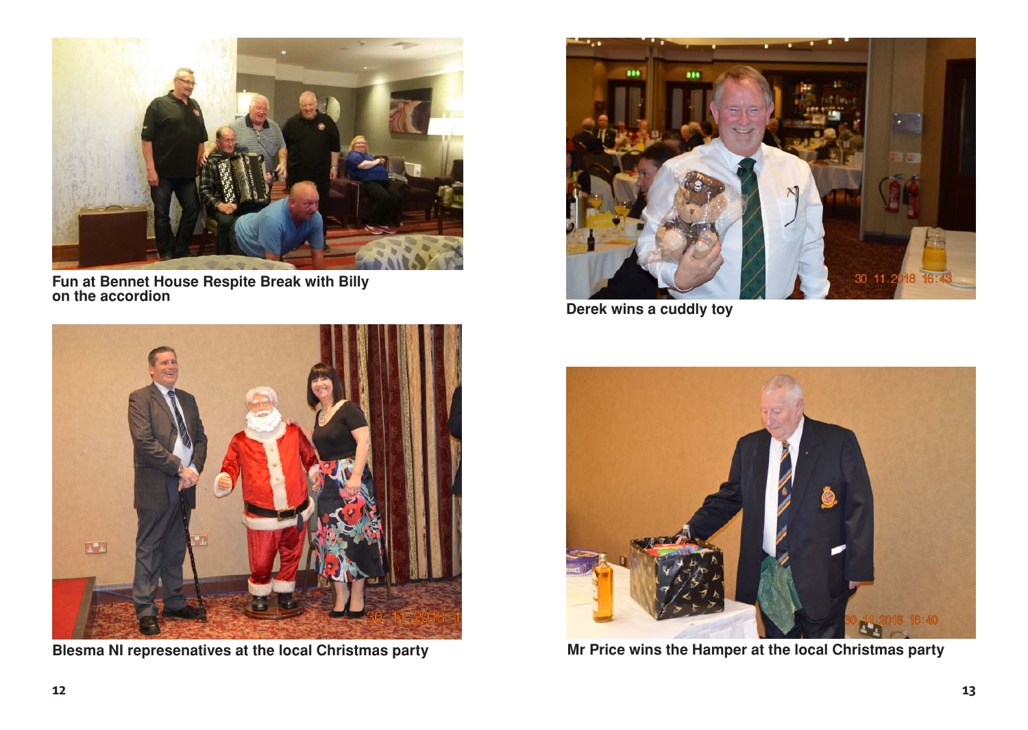Fun at Bennet House Respite Break with Billy on the accordion

Blesma NI represenatives at the local Christmas party

Derek wins a cuddly toy

Mr Price wins the Hamper at the local Christmas party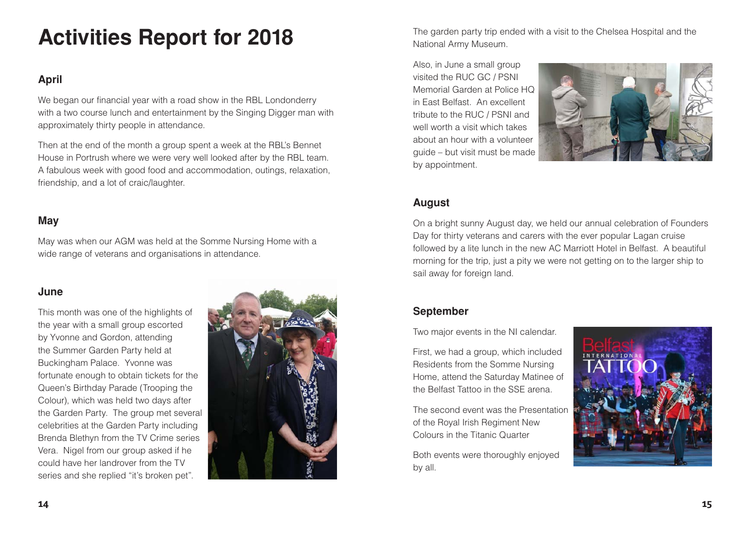# Activities Report for 2018

### April

We began our financial year with a road show in the RBL Londonderry with a two course lunch and entertainment by the Singing Digger man with approximately thirty people in attendance.

Then at the end of the month a group spent a week at the RBL's Bennet House in Portrush where we were very well looked after by the RBL team. A fabulous week with good food and accommodation, outings, relaxation, friendship, and a lot of craic/laughter.

### May

May was when our AGM was held at the Somme Nursing Home with a wide range of veterans and organisations in attendance.

### June

This month was one of the highlights of the year with a small group escorted by Yvonne and Gordon, attending the Summer Garden Party held at Buckingham Palace. Yvonne was fortunate enough to obtain tickets for the Queen's Birthday Parade (Trooping the Colour), which was held two days after the Garden Party. The group met several celebrities at the Garden Party including Brenda Blethyn from the TV Crime series Vera. Nigel from our group asked if he could have her landrover from the TV series and she replied "it's broken pet".

The garden party trip ended with a visit to the Chelsea Hospital and the National Army Museum.

Also, in June a small group visited the RUC GC / PSNI Memorial Garden at Police HQ in East Belfast. An excellent tribute to the RUC / PSNI and well worth a visit which takes about an hour with a volunteer guide – but visit must be made by appointment.

### August

On a bright sunny August day, we held our annual celebration of Founders Day for thirty veterans and carers with the ever popular Lagan cruise followed by a lite lunch in the new AC Marriott Hotel in Belfast. A beautiful morning for the trip, just a pity we were not getting on to the larger ship to sail away for foreign land.

### September

Two major events in the NI calendar.

First, we had a group, which included Residents from the Somme Nursing Home, attend the Saturday Matinee of the Belfast Tattoo in the SSE arena.

The second event was the Presentation of the Royal Irish Regiment New Colours in the Titanic Quarter

Both events were thoroughly enjoyed by all.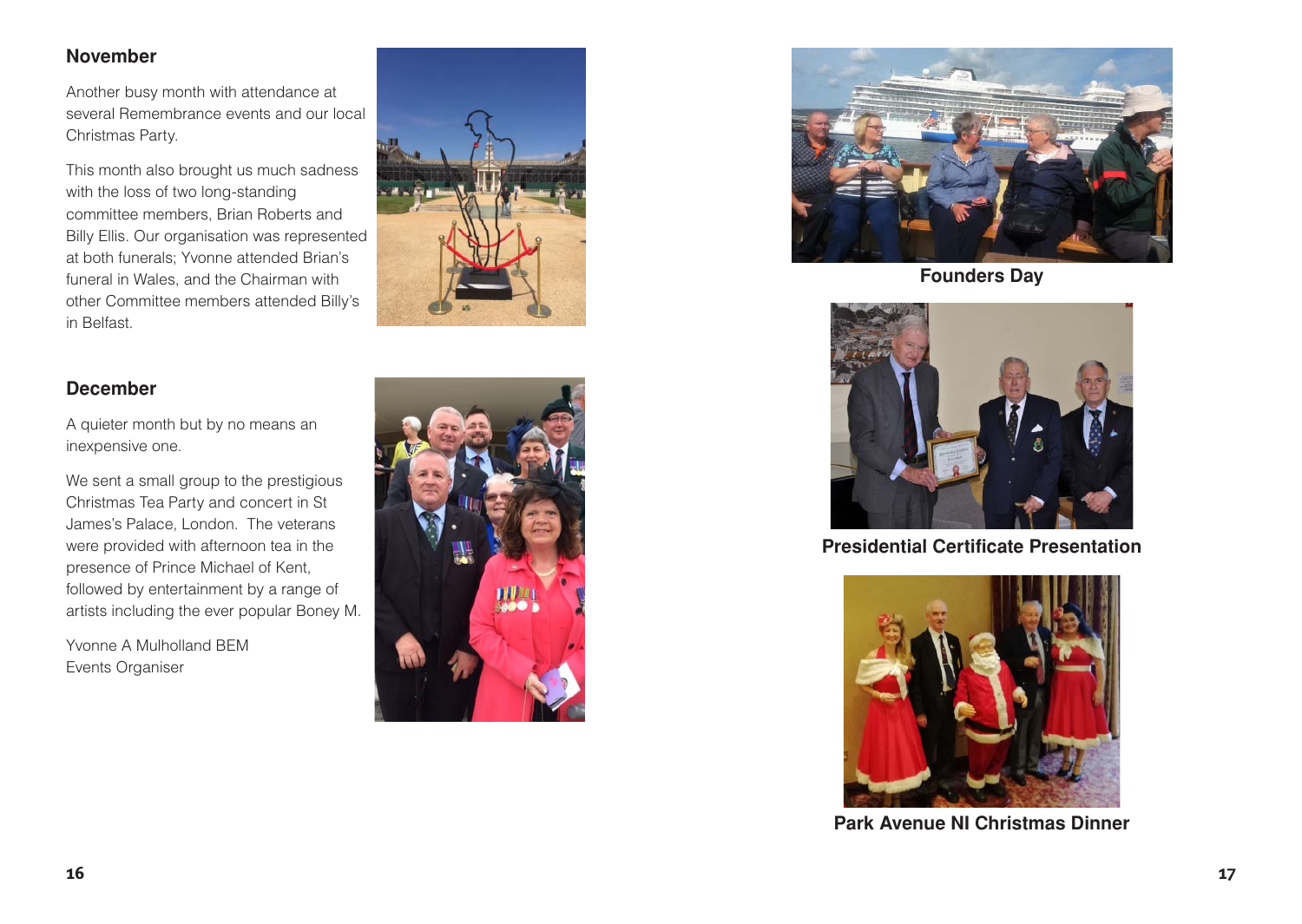## November

Another busy month with attendance at several Remembrance events and our local Christmas Party.

This month also brought us much sadness with the loss of two long-standing committee members, Brian Roberts and Billy Ellis. Our organisation was represented at both funerals; Yvonne attended Brian's funeral in Wales, and the Chairman with other Committee members attended Billy's in Belfast.

## December

A quieter month but by no means an inexpensive one.

We sent a small group to the prestigious Christmas Tea Party and concert in St James's Palace, London. The veterans were provided with afternoon tea in the presence of Prince Michael of Kent, followed by entertainment by a range of artists including the ever popular Boney M.

Yvonne A Mulholland BEM
Events Organiser

**Founders Day**

**Presidential Certificate Presentation**

**Park Avenue NI Christmas Dinner**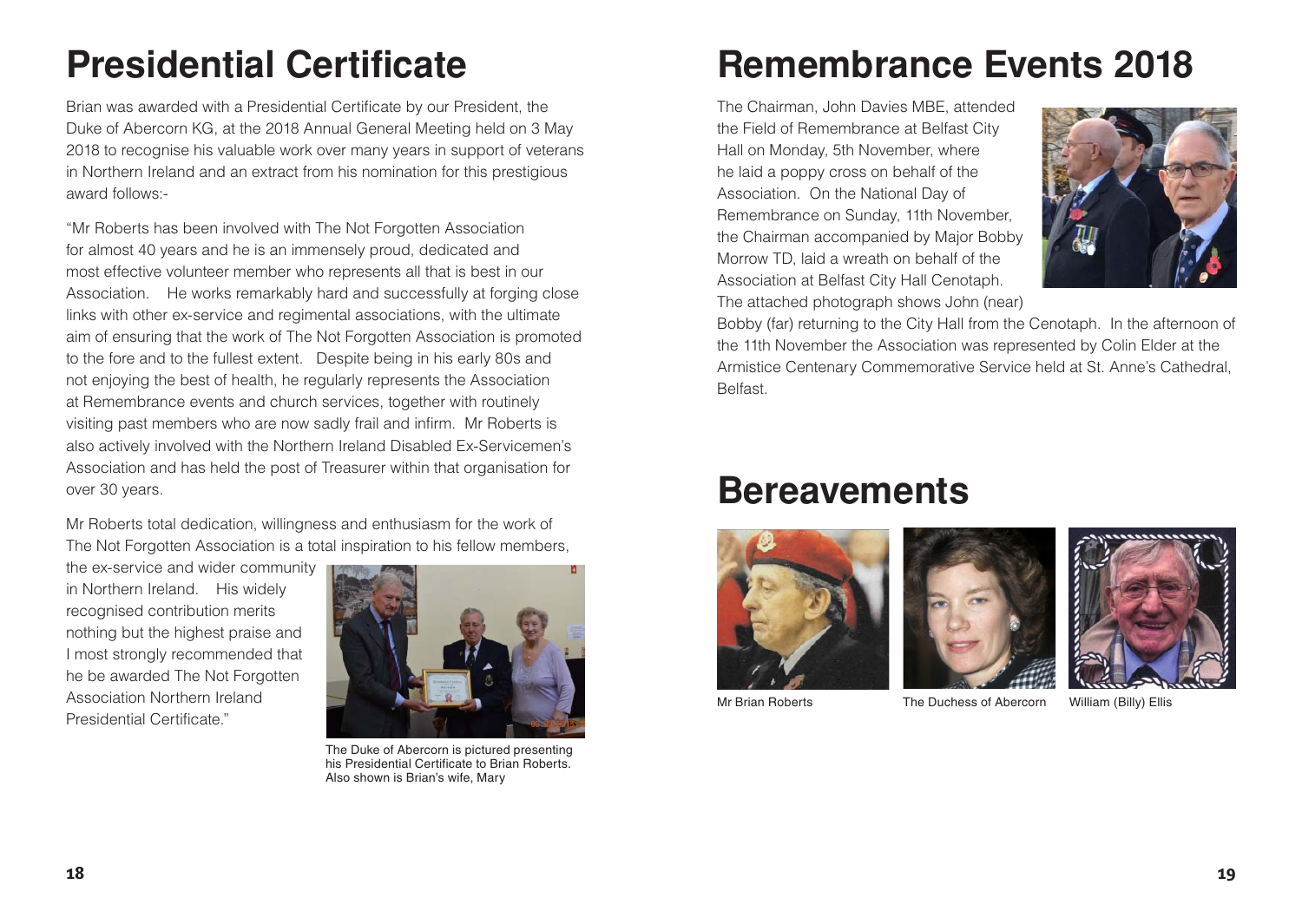# Presidential Certificate

Brian was awarded with a Presidential Certificate by our President, the Duke of Abercorn KG, at the 2018 Annual General Meeting held on 3 May 2018 to recognise his valuable work over many years in support of veterans in Northern Ireland and an extract from his nomination for this prestigious award follows:-

"Mr Roberts has been involved with The Not Forgotten Association for almost 40 years and he is an immensely proud, dedicated and most effective volunteer member who represents all that is best in our Association. He works remarkably hard and successfully at forging close links with other ex-service and regimental associations, with the ultimate aim of ensuring that the work of The Not Forgotten Association is promoted to the fore and to the fullest extent. Despite being in his early 80s and not enjoying the best of health, he regularly represents the Association at Remembrance events and church services, together with routinely visiting past members who are now sadly frail and infirm. Mr Roberts is also actively involved with the Northern Ireland Disabled Ex-Servicemen's Association and has held the post of Treasurer within that organisation for over 30 years.

Mr Roberts total dedication, willingness and enthusiasm for the work of The Not Forgotten Association is a total inspiration to his fellow members, the ex-service and wider community in Northern Ireland. His widely recognised contribution merits nothing but the highest praise and I most strongly recommended that he be awarded The Not Forgotten Association Northern Ireland Presidential Certificate."

The Duke of Abercorn is pictured presenting his Presidential Certificate to Brian Roberts. Also shown is Brian's wife, Mary

# Remembrance Events 2018

The Chairman, John Davies MBE, attended the Field of Remembrance at Belfast City Hall on Monday, 5th November, where he laid a poppy cross on behalf of the Association. On the National Day of Remembrance on Sunday, 11th November, the Chairman accompanied by Major Bobby Morrow TD, laid a wreath on behalf of the Association at Belfast City Hall Cenotaph. The attached photograph shows John (near) Bobby (far) returning to the City Hall from the Cenotaph. In the afternoon of the 11th November the Association was represented by Colin Elder at the Armistice Centenary Commemorative Service held at St. Anne's Cathedral, Belfast.

# Bereavements

Mr Brian Roberts

The Duchess of Abercorn

William (Billy) Ellis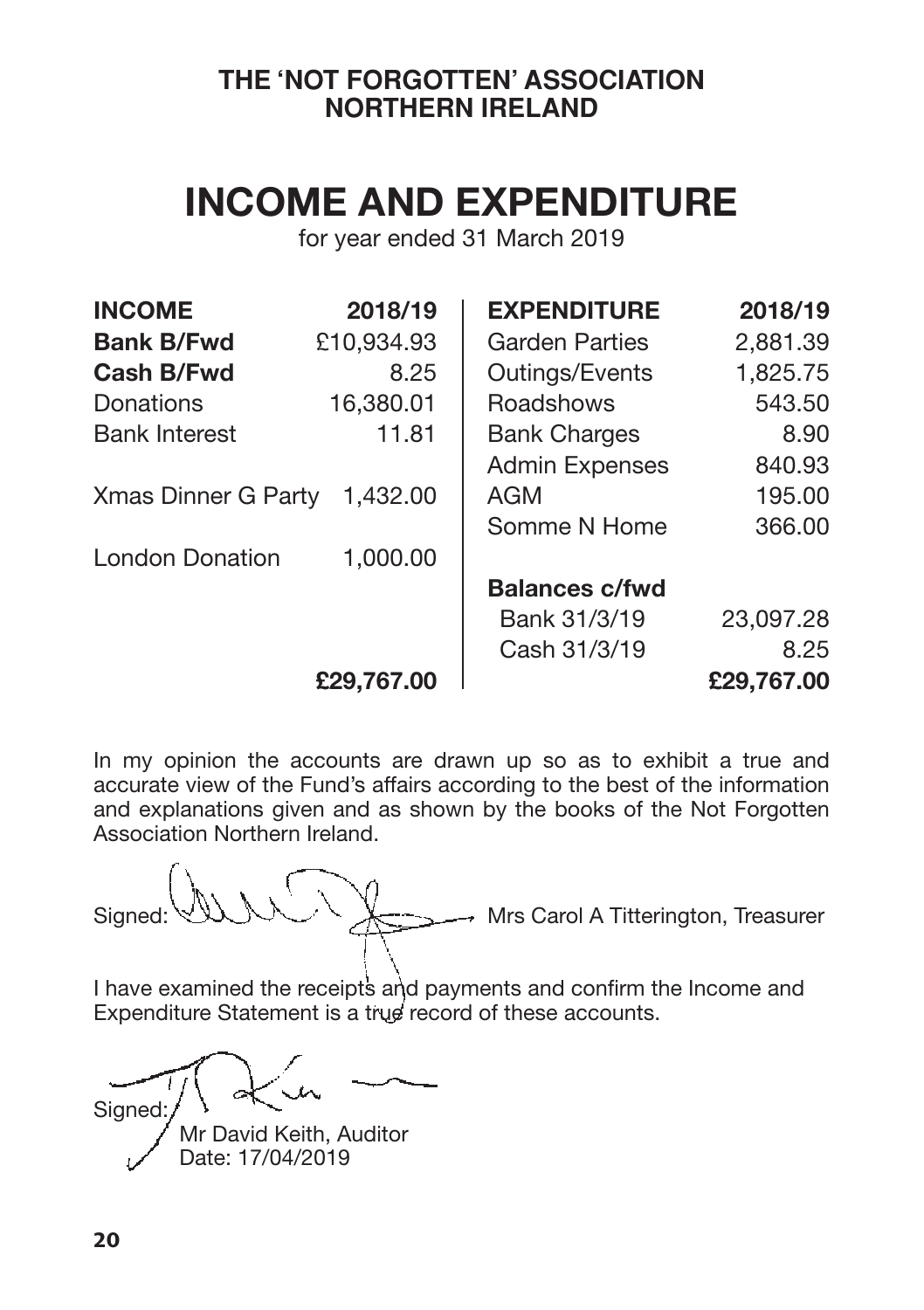## THE 'NOT FORGOTTEN' ASSOCIATION NORTHERN IRELAND

# INCOME AND EXPENDITURE

for year ended 31 March 2019

| INCOME | 2018/19 | EXPENDITURE | 2018/19 |
|---|---|---|---|
| **Bank B/Fwd** | £10,934.93 | Garden Parties | 2,881.39 |
| **Cash B/Fwd** | 8.25 | Outings/Events | 1,825.75 |
| Donations | 16,380.01 | Roadshows | 543.50 |
| Bank Interest | 11.81 | Bank Charges | 8.90 |
| | | Admin Expenses | 840.93 |
| Xmas Dinner G Party | 1,432.00 | AGM | 195.00 |
| | | Somme N Home | 366.00 |
| London Donation | 1,000.00 | | |
| | | **Balances c/fwd** | |
| | | Bank 31/3/19 | 23,097.28 |
| | | Cash 31/3/19 | 8.25 |
| | **£29,767.00** | | **£29,767.00** |

In my opinion the accounts are drawn up so as to exhibit a true and accurate view of the Fund's affairs according to the best of the information and explanations given and as shown by the books of the Not Forgotten Association Northern Ireland.

Signed: Mrs Carol A Titterington, Treasurer

I have examined the receipts and payments and confirm the Income and Expenditure Statement is a true record of these accounts.

Signed:
Mr David Keith, Auditor
Date: 17/04/2019